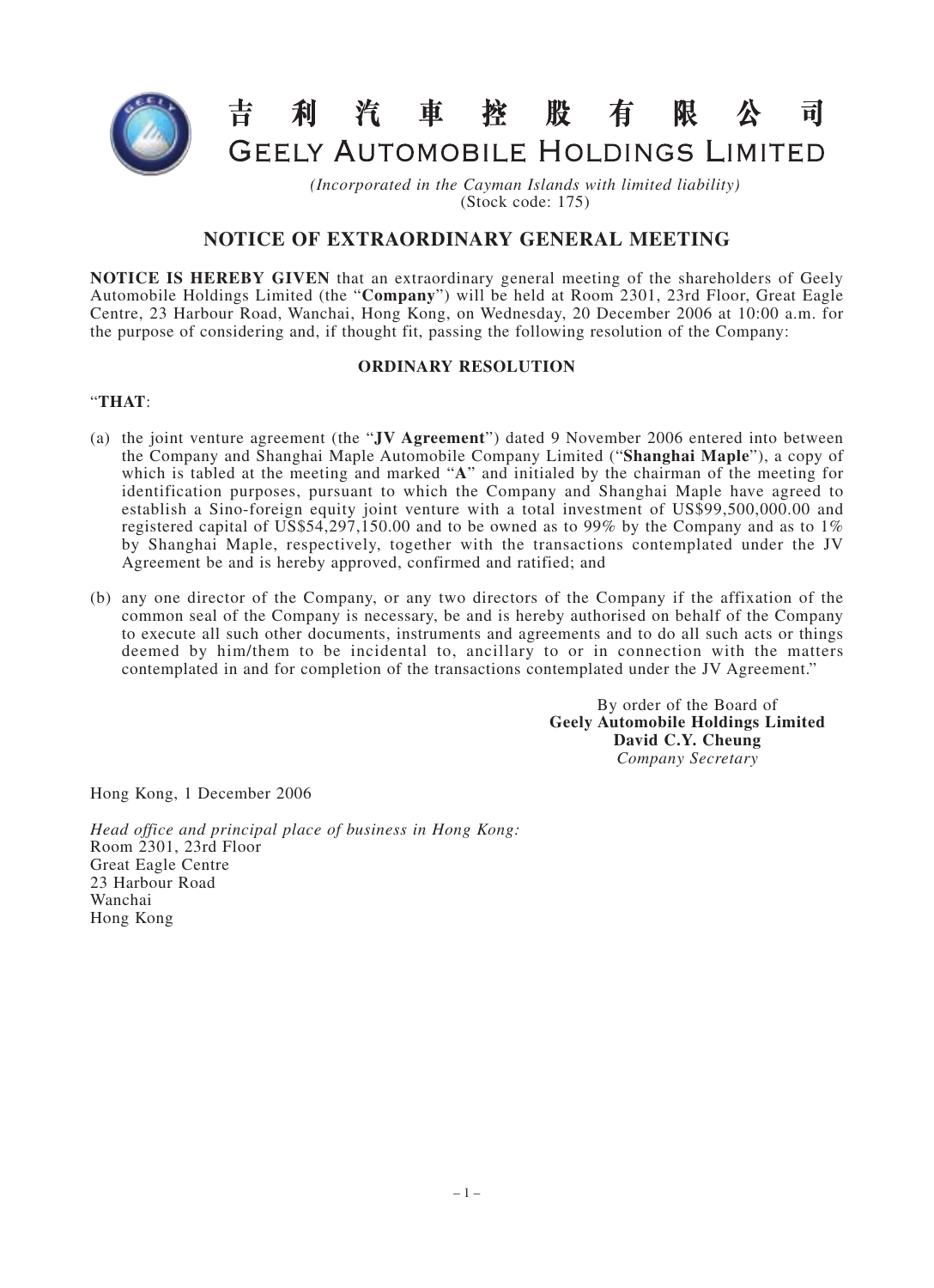# 吉利汽車控股有限公司
# GEELY AUTOMOBILE HOLDINGS LIMITED

*(Incorporated in the Cayman Islands with limited liability)*
(Stock code: 175)

## NOTICE OF EXTRAORDINARY GENERAL MEETING

**NOTICE IS HEREBY GIVEN** that an extraordinary general meeting of the shareholders of Geely Automobile Holdings Limited (the "**Company**") will be held at Room 2301, 23rd Floor, Great Eagle Centre, 23 Harbour Road, Wanchai, Hong Kong, on Wednesday, 20 December 2006 at 10:00 a.m. for the purpose of considering and, if thought fit, passing the following resolution of the Company:

### ORDINARY RESOLUTION

"**THAT**:

(a) the joint venture agreement (the "**JV Agreement**") dated 9 November 2006 entered into between the Company and Shanghai Maple Automobile Company Limited ("**Shanghai Maple**"), a copy of which is tabled at the meeting and marked "**A**" and initialed by the chairman of the meeting for identification purposes, pursuant to which the Company and Shanghai Maple have agreed to establish a Sino-foreign equity joint venture with a total investment of US$99,500,000.00 and registered capital of US$54,297,150.00 and to be owned as to 99% by the Company and as to 1% by Shanghai Maple, respectively, together with the transactions contemplated under the JV Agreement be and is hereby approved, confirmed and ratified; and

(b) any one director of the Company, or any two directors of the Company if the affixation of the common seal of the Company is necessary, be and is hereby authorised on behalf of the Company to execute all such other documents, instruments and agreements and to do all such acts or things deemed by him/them to be incidental to, ancillary to or in connection with the matters contemplated in and for completion of the transactions contemplated under the JV Agreement."

By order of the Board of
**Geely Automobile Holdings Limited**
**David C.Y. Cheung**
*Company Secretary*

Hong Kong, 1 December 2006

*Head office and principal place of business in Hong Kong:*
Room 2301, 23rd Floor
Great Eagle Centre
23 Harbour Road
Wanchai
Hong Kong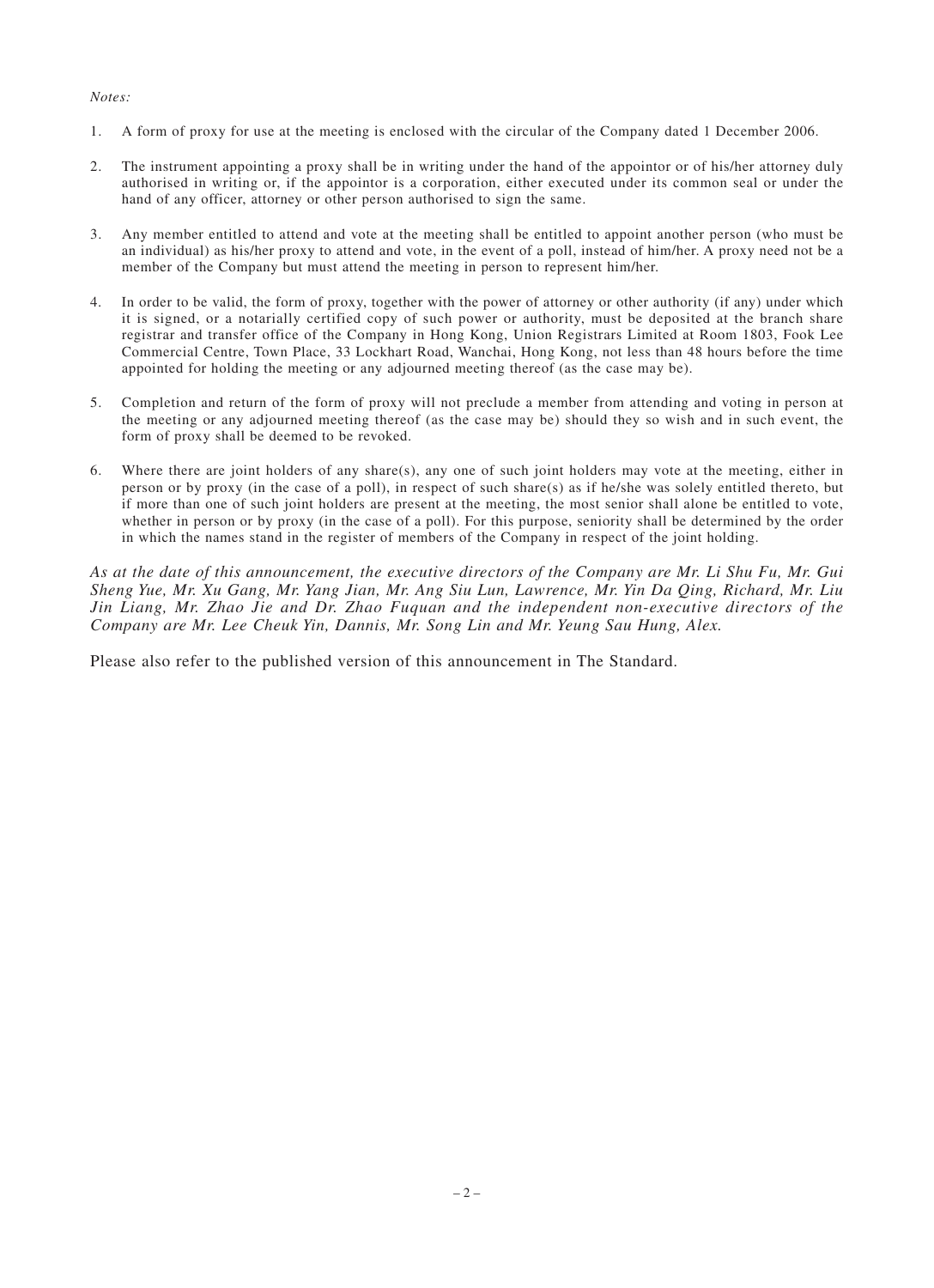*Notes:*

1. A form of proxy for use at the meeting is enclosed with the circular of the Company dated 1 December 2006.

2. The instrument appointing a proxy shall be in writing under the hand of the appointor or of his/her attorney duly authorised in writing or, if the appointor is a corporation, either executed under its common seal or under the hand of any officer, attorney or other person authorised to sign the same.

3. Any member entitled to attend and vote at the meeting shall be entitled to appoint another person (who must be an individual) as his/her proxy to attend and vote, in the event of a poll, instead of him/her. A proxy need not be a member of the Company but must attend the meeting in person to represent him/her.

4. In order to be valid, the form of proxy, together with the power of attorney or other authority (if any) under which it is signed, or a notarially certified copy of such power or authority, must be deposited at the branch share registrar and transfer office of the Company in Hong Kong, Union Registrars Limited at Room 1803, Fook Lee Commercial Centre, Town Place, 33 Lockhart Road, Wanchai, Hong Kong, not less than 48 hours before the time appointed for holding the meeting or any adjourned meeting thereof (as the case may be).

5. Completion and return of the form of proxy will not preclude a member from attending and voting in person at the meeting or any adjourned meeting thereof (as the case may be) should they so wish and in such event, the form of proxy shall be deemed to be revoked.

6. Where there are joint holders of any share(s), any one of such joint holders may vote at the meeting, either in person or by proxy (in the case of a poll), in respect of such share(s) as if he/she was solely entitled thereto, but if more than one of such joint holders are present at the meeting, the most senior shall alone be entitled to vote, whether in person or by proxy (in the case of a poll). For this purpose, seniority shall be determined by the order in which the names stand in the register of members of the Company in respect of the joint holding.

*As at the date of this announcement, the executive directors of the Company are Mr. Li Shu Fu, Mr. Gui Sheng Yue, Mr. Xu Gang, Mr. Yang Jian, Mr. Ang Siu Lun, Lawrence, Mr. Yin Da Qing, Richard, Mr. Liu Jin Liang, Mr. Zhao Jie and Dr. Zhao Fuquan and the independent non-executive directors of the Company are Mr. Lee Cheuk Yin, Dannis, Mr. Song Lin and Mr. Yeung Sau Hung, Alex.*

Please also refer to the published version of this announcement in The Standard.